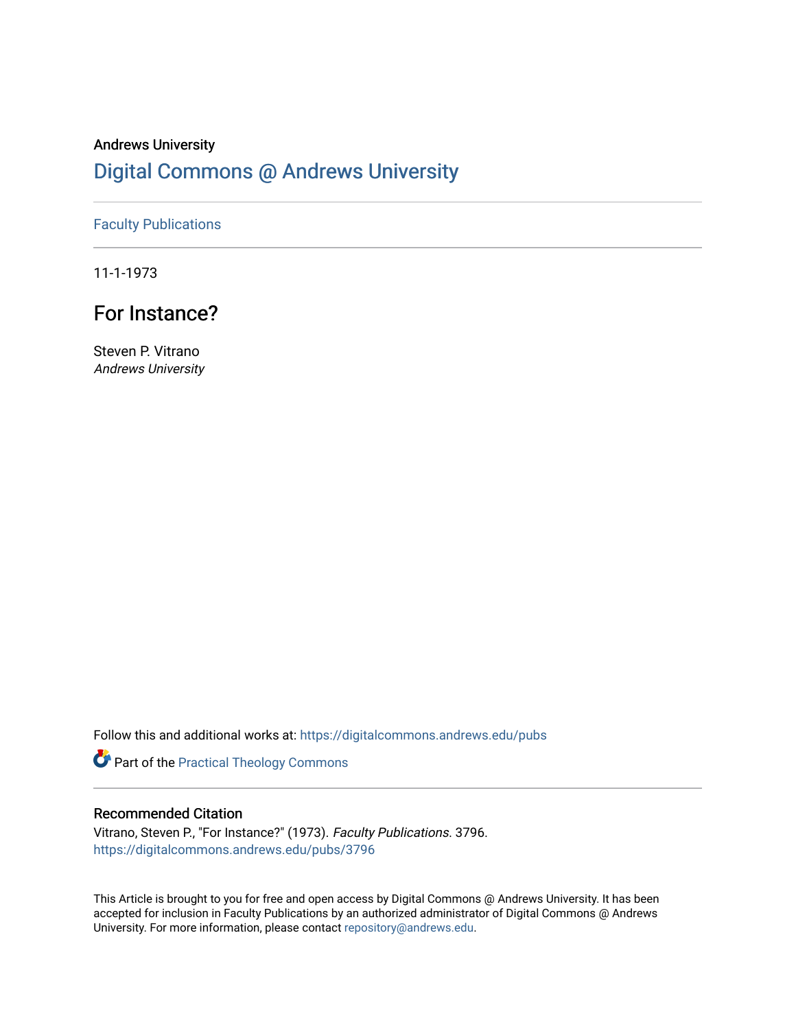Andrews University

# Digital Commons @ Andrews University

Faculty Publications

11-1-1973

## For Instance?

Steven P. Vitrano

*Andrews University*

Follow this and additional works at: https://digitalcommons.andrews.edu/pubs

Part of the Practical Theology Commons

### Recommended Citation

Vitrano, Steven P., "For Instance?" (1973). *Faculty Publications*. 3796.
https://digitalcommons.andrews.edu/pubs/3796

This Article is brought to you for free and open access by Digital Commons @ Andrews University. It has been accepted for inclusion in Faculty Publications by an authorized administrator of Digital Commons @ Andrews University. For more information, please contact repository@andrews.edu.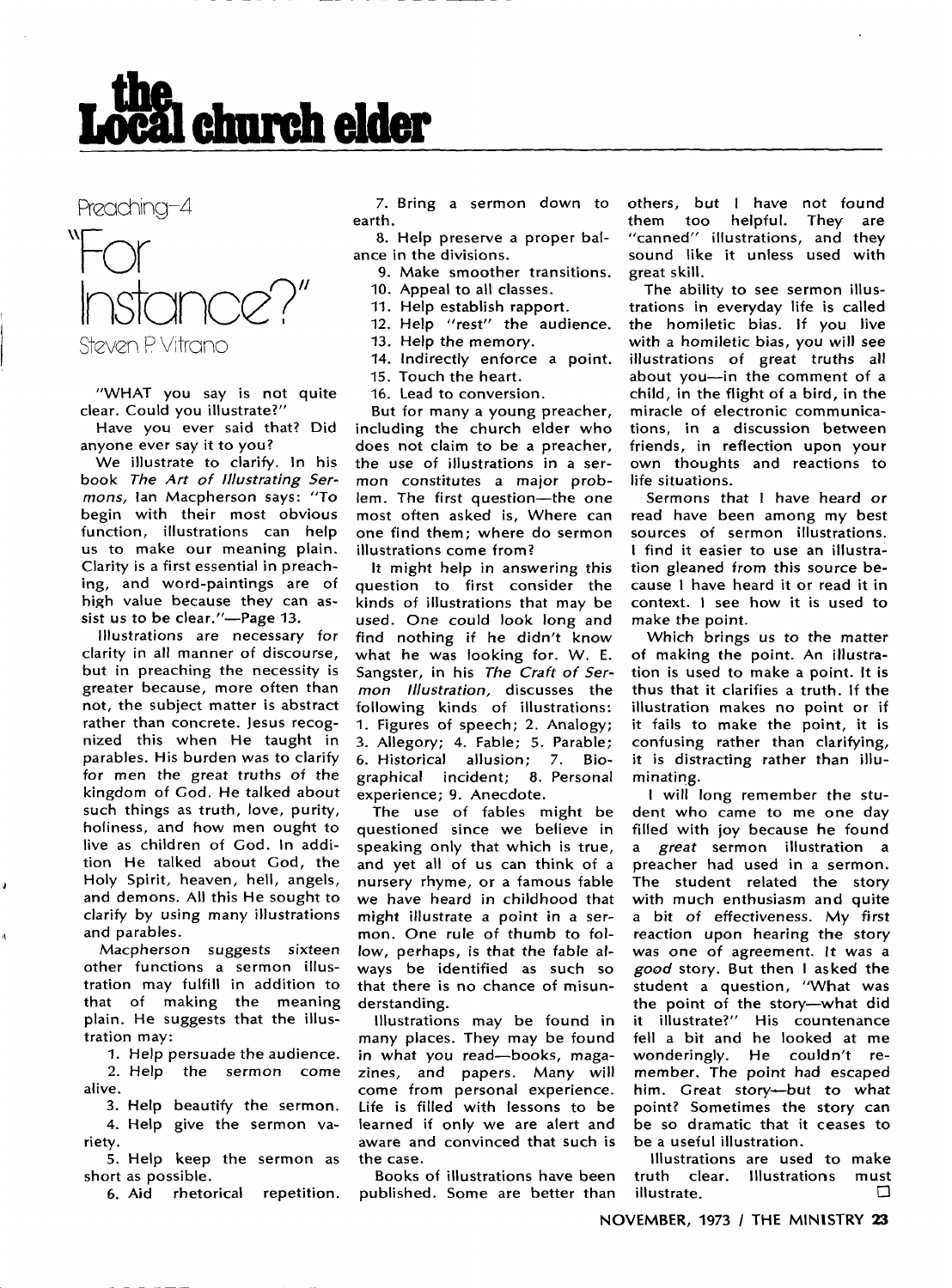# the Local church elder

Preaching-4

# "For Instance?"

Steven P. Vitrano

"WHAT you say is not quite clear. Could you illustrate?"

Have you ever said that? Did anyone ever say it to you?

We illustrate to clarify. In his book *The Art of Illustrating Sermons,* Ian Macpherson says: "To begin with their most obvious function, illustrations can help us to make our meaning plain. Clarity is a first essential in preaching, and word-paintings are of high value because they can assist us to be clear."—Page 13.

Illustrations are necessary for clarity in all manner of discourse, but in preaching the necessity is greater because, more often than not, the subject matter is abstract rather than concrete. Jesus recognized this when He taught in parables. His burden was to clarify for men the great truths of the kingdom of God. He talked about such things as truth, love, purity, holiness, and how men ought to live as children of God. In addition He talked about God, the Holy Spirit, heaven, hell, angels, and demons. All this He sought to clarify by using many illustrations and parables.

Macpherson suggests sixteen other functions a sermon illustration may fulfill in addition to that of making the meaning plain. He suggests that the illustration may:

1. Help persuade the audience.
2. Help the sermon come alive.
3. Help beautify the sermon.
4. Help give the sermon variety.
5. Help keep the sermon as short as possible.
6. Aid rhetorical repetition.
7. Bring a sermon down to earth.
8. Help preserve a proper balance in the divisions.
9. Make smoother transitions.
10. Appeal to all classes.
11. Help establish rapport.
12. Help "rest" the audience.
13. Help the memory.
14. Indirectly enforce a point.
15. Touch the heart.
16. Lead to conversion.

But for many a young preacher, including the church elder who does not claim to be a preacher, the use of illustrations in a sermon constitutes a major problem. The first question—the one most often asked is, Where can one find them; where do sermon illustrations come from?

It might help in answering this question to first consider the kinds of illustrations that may be used. One could look long and find nothing if he didn't know what he was looking for. W. E. Sangster, in his *The Craft of Sermon Illustration,* discusses the following kinds of illustrations: 1. Figures of speech; 2. Analogy; 3. Allegory; 4. Fable; 5. Parable; 6. Historical allusion; 7. Biographical incident; 8. Personal experience; 9. Anecdote.

The use of fables might be questioned since we believe in speaking only that which is true, and yet all of us can think of a nursery rhyme, or a famous fable we have heard in childhood that might illustrate a point in a sermon. One rule of thumb to follow, perhaps, is that the fable always be identified as such so that there is no chance of misunderstanding.

Illustrations may be found in many places. They may be found in what you read—books, magazines, and papers. Many will come from personal experience. Life is filled with lessons to be learned if only we are alert and aware and convinced that such is the case.

Books of illustrations have been published. Some are better than others, but I have not found them too helpful. They are "canned" illustrations, and they sound like it unless used with great skill.

The ability to see sermon illustrations in everyday life is called the homiletic bias. If you live with a homiletic bias, you will see illustrations of great truths all about you—in the comment of a child, in the flight of a bird, in the miracle of electronic communications, in a discussion between friends, in reflection upon your own thoughts and reactions to life situations.

Sermons that I have heard or read have been among my best sources of sermon illustrations. I find it easier to use an illustration gleaned from this source because I have heard it or read it in context. I see how it is used to make the point.

Which brings us to the matter of making the point. An illustration is used to make a point. It is thus that it clarifies a truth. If the illustration makes no point or if it fails to make the point, it is confusing rather than clarifying, it is distracting rather than illuminating.

I will long remember the student who came to me one day filled with joy because he found a *great* sermon illustration a preacher had used in a sermon. The student related the story with much enthusiasm and quite a bit of effectiveness. My first reaction upon hearing the story was one of agreement. It was a *good* story. But then I asked the student a question, "What was the point of the story—what did it illustrate?" His countenance fell a bit and he looked at me wonderingly. He couldn't remember. The point had escaped him. Great story—but to what point? Sometimes the story can be so dramatic that it ceases to be a useful illustration.

Illustrations are used to make truth clear. Illustrations must illustrate. ☐